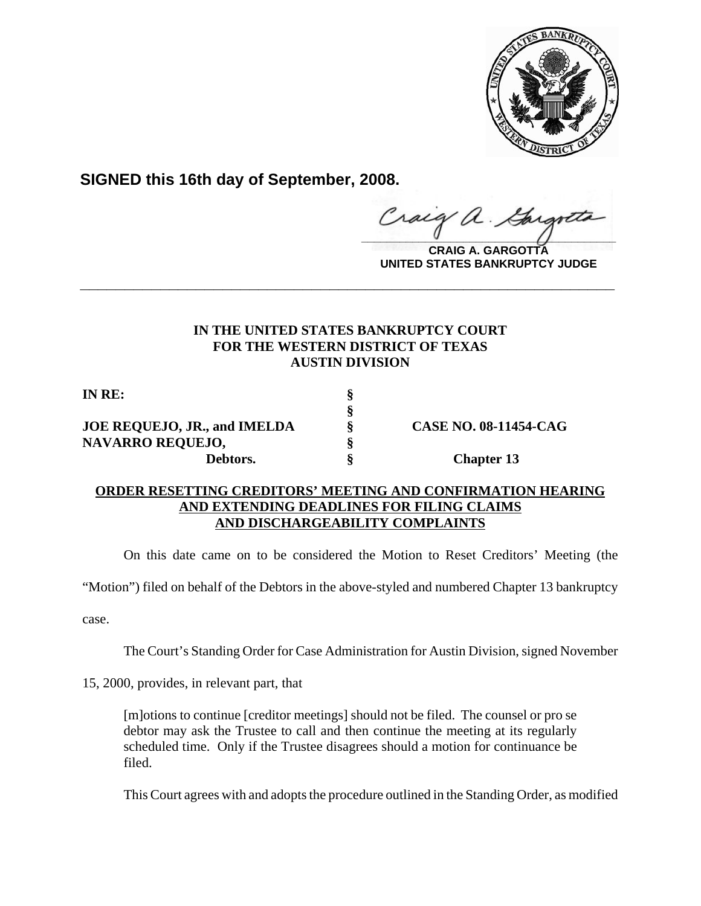**SIGNED this 16th day of September, 2008.**

**CRAIG A. GARGOTTA**
**UNITED STATES BANKRUPTCY JUDGE**

---

**IN THE UNITED STATES BANKRUPTCY COURT**
**FOR THE WESTERN DISTRICT OF TEXAS**
**AUSTIN DIVISION**

| | | |
|---|---|---|
| **IN RE:** | § | |
| | § | |
| **JOE REQUEJO, JR., and IMELDA** | § | **CASE NO. 08-11454-CAG** |
| **NAVARRO REQUEJO,** | § | |
| **Debtors.** | § | **Chapter 13** |

**ORDER RESETTING CREDITORS' MEETING AND CONFIRMATION HEARING AND EXTENDING DEADLINES FOR FILING CLAIMS AND DISCHARGEABILITY COMPLAINTS**

On this date came on to be considered the Motion to Reset Creditors' Meeting (the "Motion") filed on behalf of the Debtors in the above-styled and numbered Chapter 13 bankruptcy case.

The Court's Standing Order for Case Administration for Austin Division, signed November 15, 2000, provides, in relevant part, that

> [m]otions to continue [creditor meetings] should not be filed. The counsel or pro se debtor may ask the Trustee to call and then continue the meeting at its regularly scheduled time. Only if the Trustee disagrees should a motion for continuance be filed.

This Court agrees with and adopts the procedure outlined in the Standing Order, as modified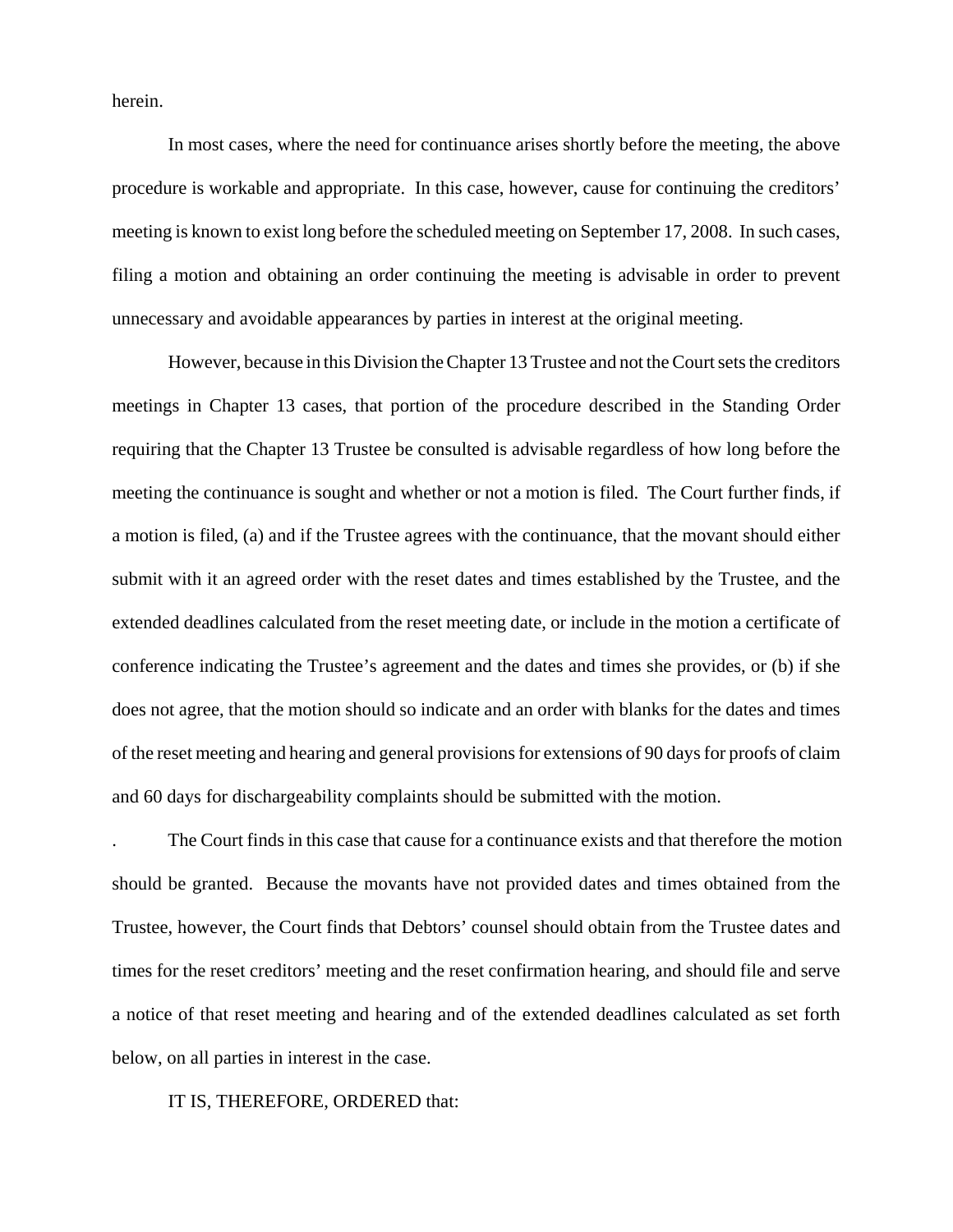herein.

In most cases, where the need for continuance arises shortly before the meeting, the above procedure is workable and appropriate. In this case, however, cause for continuing the creditors' meeting is known to exist long before the scheduled meeting on September 17, 2008. In such cases, filing a motion and obtaining an order continuing the meeting is advisable in order to prevent unnecessary and avoidable appearances by parties in interest at the original meeting.

However, because in this Division the Chapter 13 Trustee and not the Court sets the creditors meetings in Chapter 13 cases, that portion of the procedure described in the Standing Order requiring that the Chapter 13 Trustee be consulted is advisable regardless of how long before the meeting the continuance is sought and whether or not a motion is filed. The Court further finds, if a motion is filed, (a) and if the Trustee agrees with the continuance, that the movant should either submit with it an agreed order with the reset dates and times established by the Trustee, and the extended deadlines calculated from the reset meeting date, or include in the motion a certificate of conference indicating the Trustee's agreement and the dates and times she provides, or (b) if she does not agree, that the motion should so indicate and an order with blanks for the dates and times of the reset meeting and hearing and general provisions for extensions of 90 days for proofs of claim and 60 days for dischargeability complaints should be submitted with the motion.

. The Court finds in this case that cause for a continuance exists and that therefore the motion should be granted. Because the movants have not provided dates and times obtained from the Trustee, however, the Court finds that Debtors' counsel should obtain from the Trustee dates and times for the reset creditors' meeting and the reset confirmation hearing, and should file and serve a notice of that reset meeting and hearing and of the extended deadlines calculated as set forth below, on all parties in interest in the case.

IT IS, THEREFORE, ORDERED that: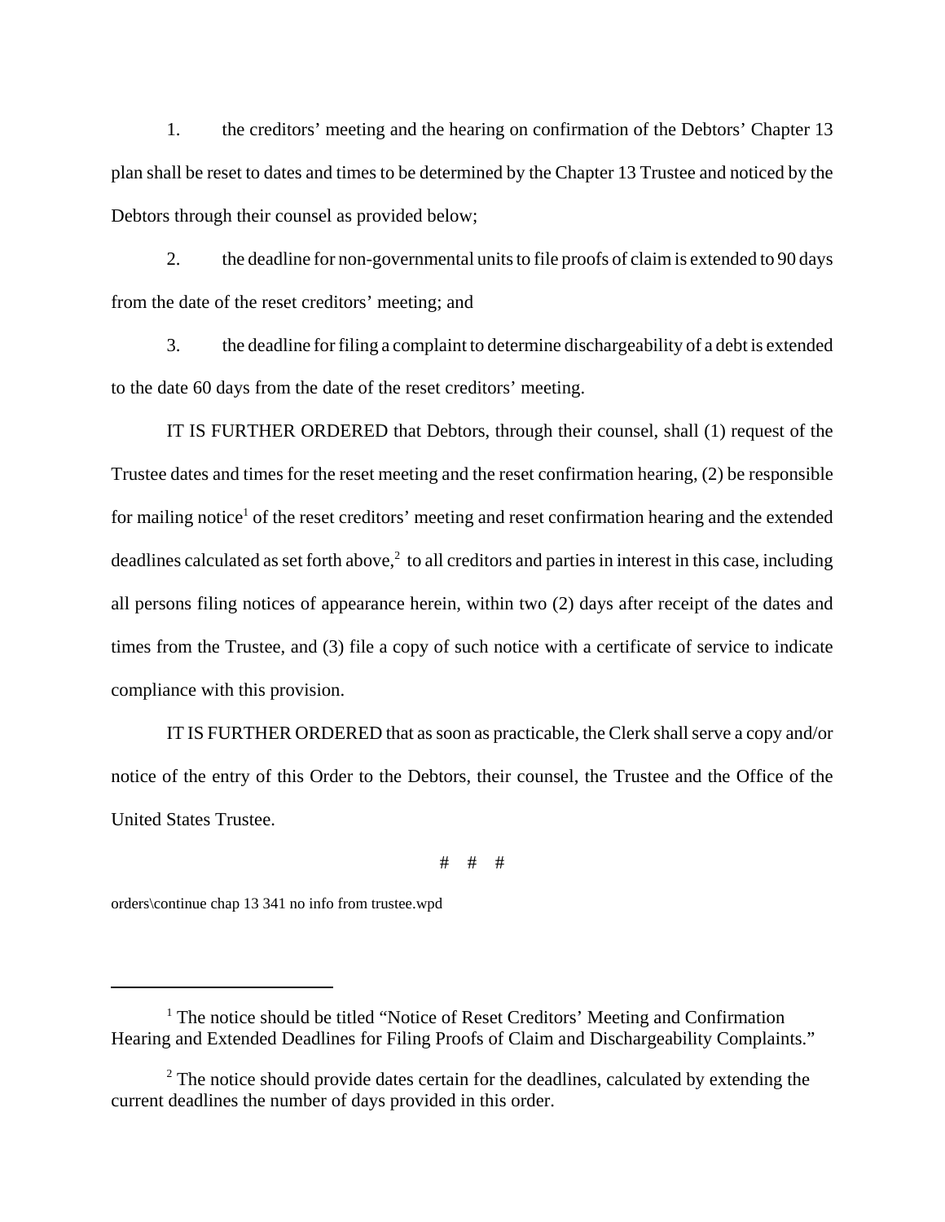1. the creditors' meeting and the hearing on confirmation of the Debtors' Chapter 13 plan shall be reset to dates and times to be determined by the Chapter 13 Trustee and noticed by the Debtors through their counsel as provided below;

2. the deadline for non-governmental units to file proofs of claim is extended to 90 days from the date of the reset creditors' meeting; and

3. the deadline for filing a complaint to determine dischargeability of a debt is extended to the date 60 days from the date of the reset creditors' meeting.

IT IS FURTHER ORDERED that Debtors, through their counsel, shall (1) request of the Trustee dates and times for the reset meeting and the reset confirmation hearing, (2) be responsible for mailing notice[1] of the reset creditors' meeting and reset confirmation hearing and the extended deadlines calculated as set forth above,[2] to all creditors and parties in interest in this case, including all persons filing notices of appearance herein, within two (2) days after receipt of the dates and times from the Trustee, and (3) file a copy of such notice with a certificate of service to indicate compliance with this provision.

IT IS FURTHER ORDERED that as soon as practicable, the Clerk shall serve a copy and/or notice of the entry of this Order to the Debtors, their counsel, the Trustee and the Office of the United States Trustee.

# # #

orders\continue chap 13 341 no info from trustee.wpd

---

[1] The notice should be titled "Notice of Reset Creditors' Meeting and Confirmation Hearing and Extended Deadlines for Filing Proofs of Claim and Dischargeability Complaints."

[2] The notice should provide dates certain for the deadlines, calculated by extending the current deadlines the number of days provided in this order.